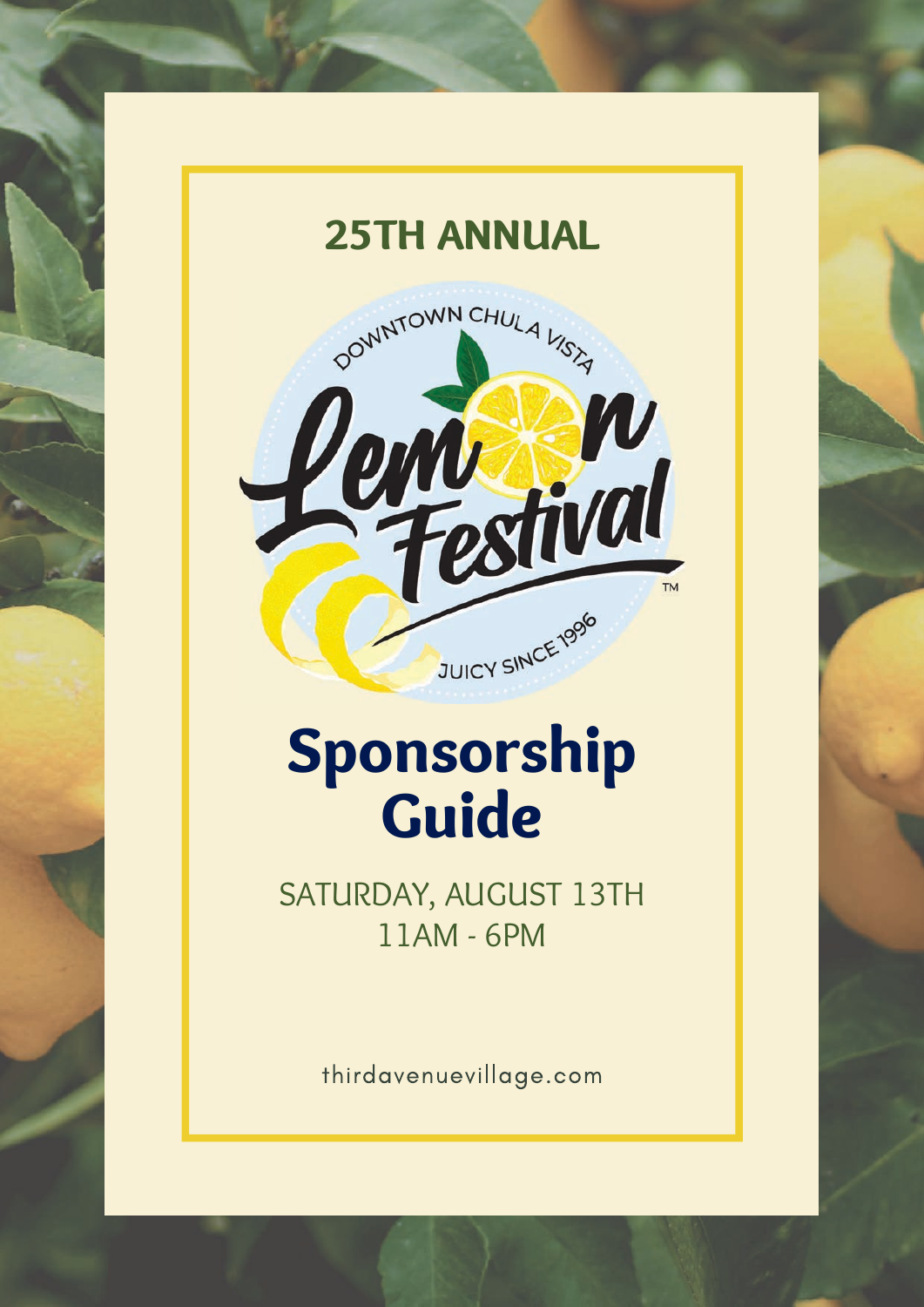## 25TH ANNUAL

DOWNTOWN CHULA VISTA

Lemon Festival™

JUICY SINCE 1996

# Sponsorship Guide

SATURDAY, AUGUST 13TH
11AM - 6PM

thirdavenuevillage.com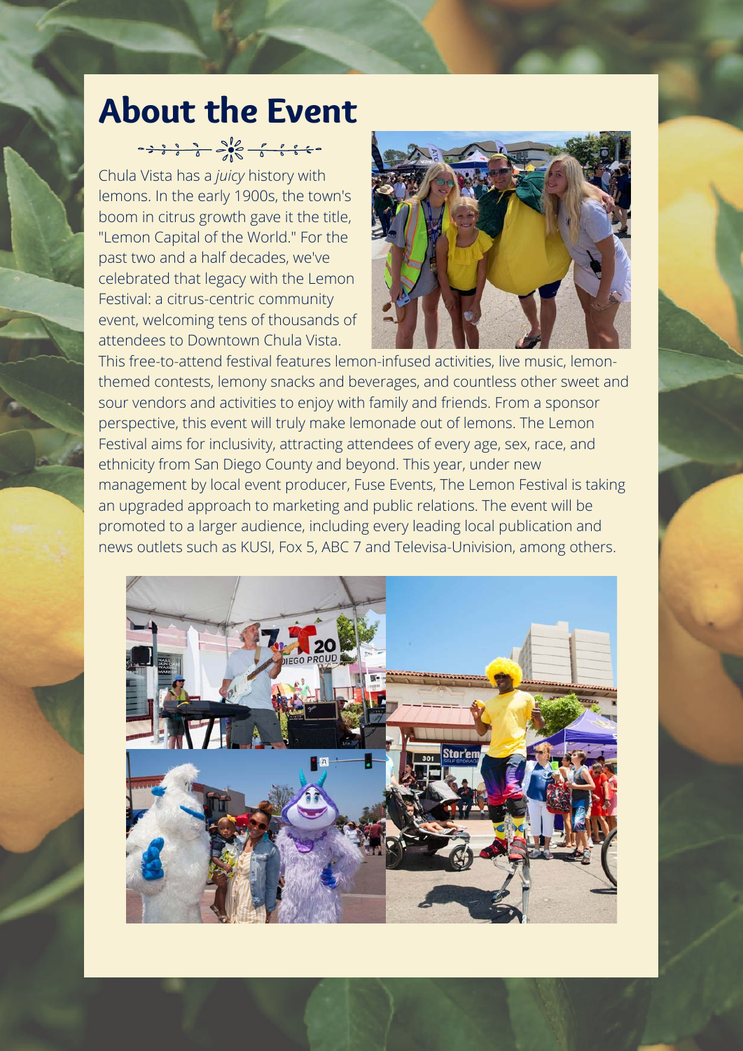# About the Event

Chula Vista has a *juicy* history with lemons. In the early 1900s, the town's boom in citrus growth gave it the title, "Lemon Capital of the World." For the past two and a half decades, we've celebrated that legacy with the Lemon Festival: a citrus-centric community event, welcoming tens of thousands of attendees to Downtown Chula Vista. This free-to-attend festival features lemon-infused activities, live music, lemon-themed contests, lemony snacks and beverages, and countless other sweet and sour vendors and activities to enjoy with family and friends. From a sponsor perspective, this event will truly make lemonade out of lemons. The Lemon Festival aims for inclusivity, attracting attendees of every age, sex, race, and ethnicity from San Diego County and beyond. This year, under new management by local event producer, Fuse Events, The Lemon Festival is taking an upgraded approach to marketing and public relations. The event will be promoted to a larger audience, including every leading local publication and news outlets such as KUSI, Fox 5, ABC 7 and Televisa-Univision, among others.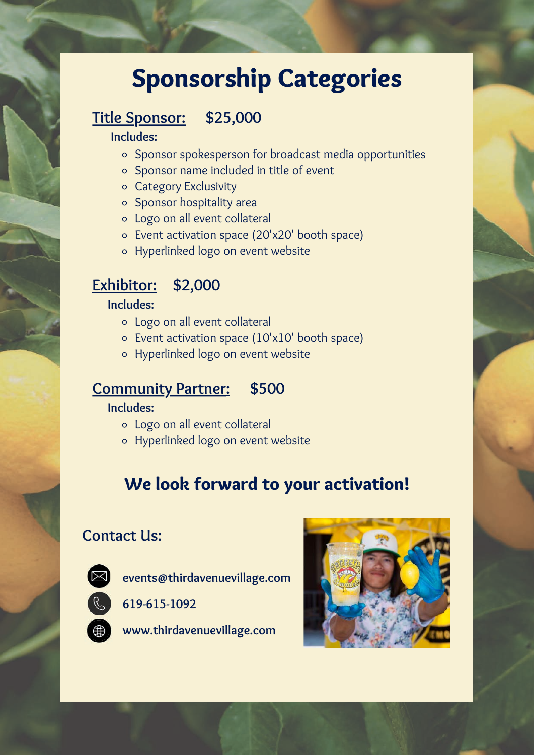# Sponsorship Categories

## Title Sponsor: $25,000

Includes:

- Sponsor spokesperson for broadcast media opportunities
- Sponsor name included in title of event
- Category Exclusivity
- Sponsor hospitality area
- Logo on all event collateral
- Event activation space (20'x20' booth space)
- Hyperlinked logo on event website

## Exhibitor: $2,000

Includes:

- Logo on all event collateral
- Event activation space (10'x10' booth space)
- Hyperlinked logo on event website

## Community Partner: $500

Includes:

- Logo on all event collateral
- Hyperlinked logo on event website

## We look forward to your activation!

### Contact Us:

events@thirdavenuevillage.com

619-615-1092

www.thirdavenuevillage.com